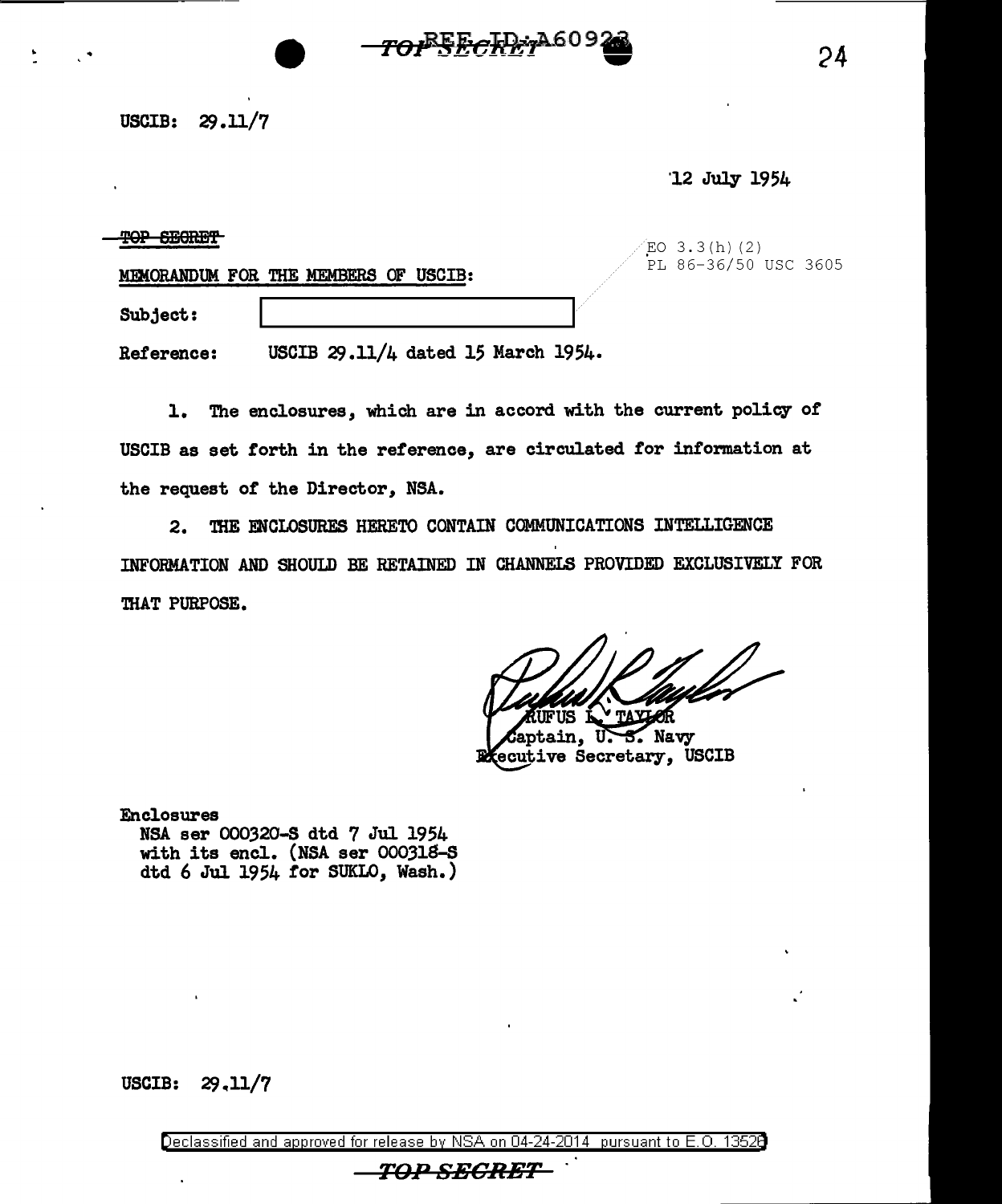USCIB: 29.11/7

12 July 1954

~~TOP SECRET~~

MEMORANDUM FOR THE MEMBERS OF USCIB:

EO 3.3(h)(2)
PL 86-36/50 USC 3605

Subject: [redacted]

Reference: USCIB 29.11/4 dated 15 March 1954.

1. The enclosures, which are in accord with the current policy of USCIB as set forth in the reference, are circulated for information at the request of the Director, NSA.

2. THE ENCLOSURES HERETO CONTAIN COMMUNICATIONS INTELLIGENCE INFORMATION AND SHOULD BE RETAINED IN CHANNELS PROVIDED EXCLUSIVELY FOR THAT PURPOSE.

RUFUS L. TAYLOR
Captain, U. S. Navy
Executive Secretary, USCIB

Enclosures
NSA ser 000320-S dtd 7 Jul 1954
with its encl. (NSA ser 000318-S
dtd 6 Jul 1954 for SUKLO, Wash.)

USCIB: 29.11/7

Declassified and approved for release by NSA on 04-24-2014 pursuant to E.O. 13526

~~TOP SECRET~~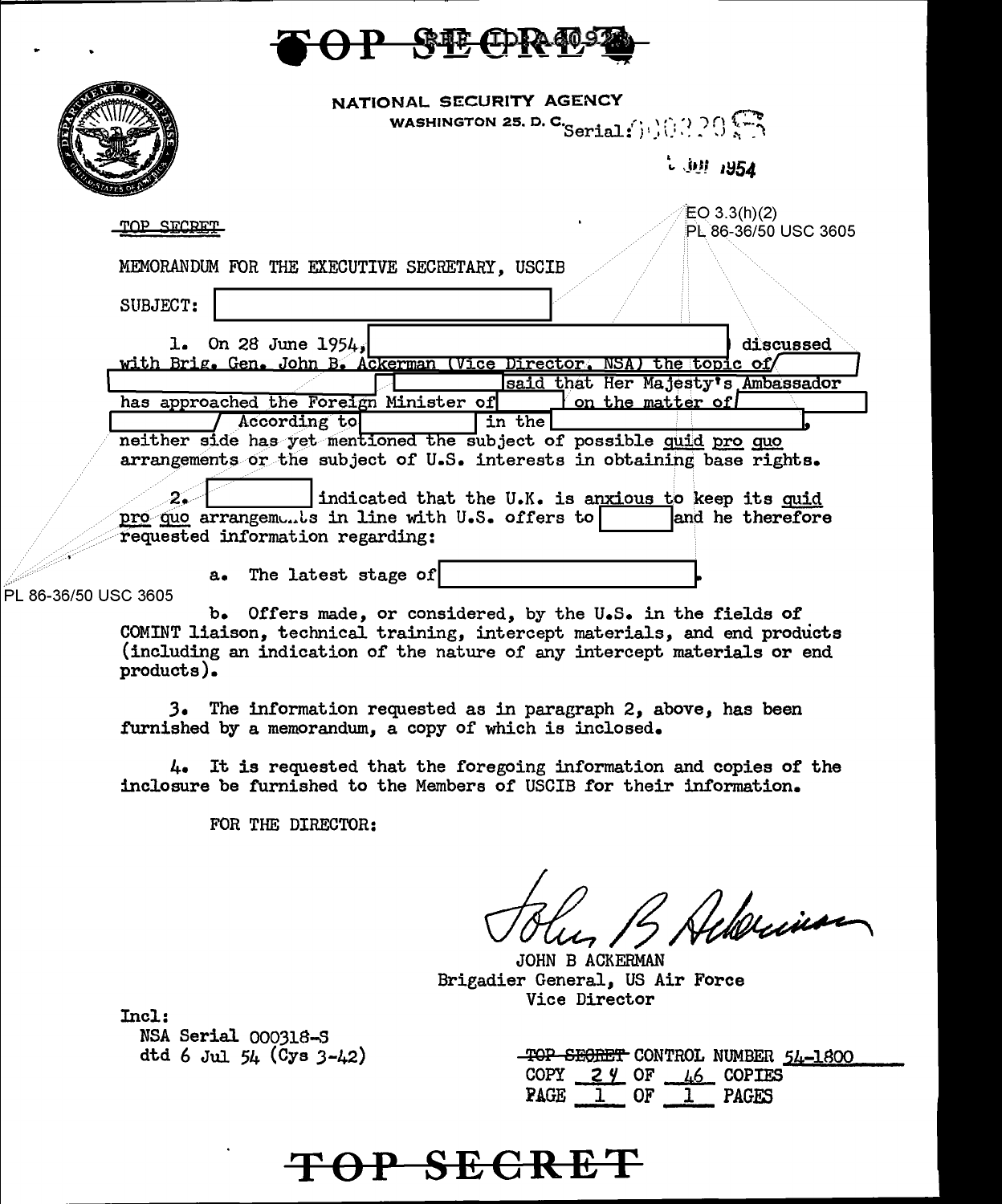# TOP SECRET

NATIONAL SECURITY AGENCY
WASHINGTON 25, D. C. Serial: 000320-S

6 JUL 1954

TOP SECRET

EO 3.3(h)(2)
PL 86-36/50 USC 3605

MEMORANDUM FOR THE EXECUTIVE SECRETARY, USCIB

SUBJECT: [redacted]

1. On 28 June 1954, [redacted] discussed with Brig. Gen. John B. Ackerman (Vice Director, NSA) the topic of [redacted] [redacted] said that Her Majesty's Ambassador has approached the Foreign Minister of [redacted] on the matter of [redacted] According to [redacted] in the [redacted], neither side has yet mentioned the subject of possible *quid pro quo* arrangements or the subject of U.S. interests in obtaining base rights.

2. [redacted] indicated that the U.K. is anxious to keep its *quid pro quo* arrangements in line with U.S. offers to [redacted] and he therefore requested information regarding:

a. The latest stage of [redacted].

PL 86-36/50 USC 3605

b. Offers made, or considered, by the U.S. in the fields of COMINT liaison, technical training, intercept materials, and end products (including an indication of the nature of any intercept materials or end products).

3. The information requested as in paragraph 2, above, has been furnished by a memorandum, a copy of which is inclosed.

4. It is requested that the foregoing information and copies of the inclosure be furnished to the Members of USCIB for their information.

FOR THE DIRECTOR:

JOHN B ACKERMAN
Brigadier General, US Air Force
Vice Director

Incl:
NSA Serial 000318-S
dtd 6 Jul 54 (Cys 3-42)

TOP SECRET CONTROL NUMBER 54-1800
COPY 24 OF 46 COPIES
PAGE 1 OF 1 PAGES

# TOP SECRET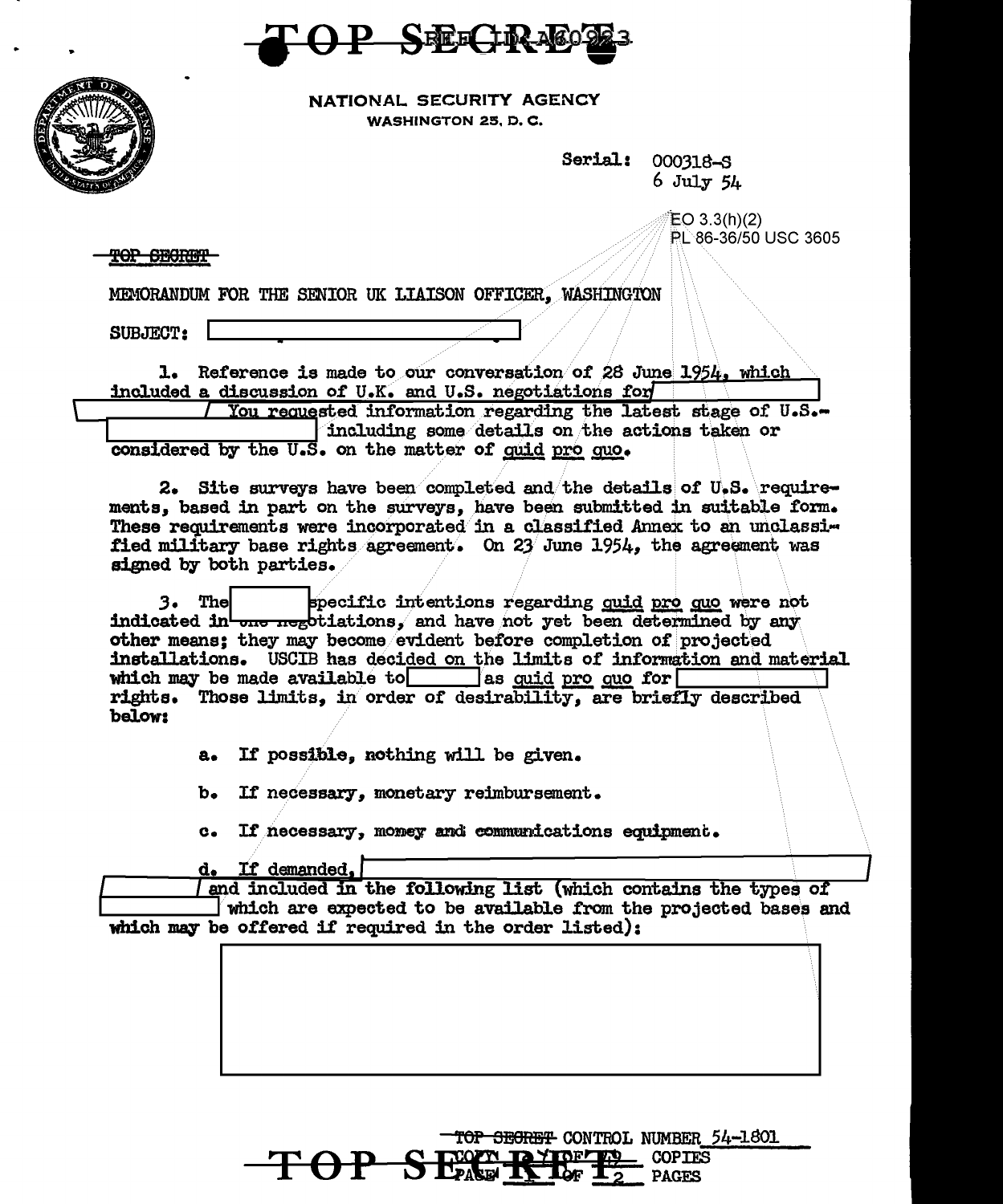TOP SECRET

NATIONAL SECURITY AGENCY
WASHINGTON 25, D. C.

Serial: 000318-S
6 July 54

EO 3.3(h)(2)
PL 86-36/50 USC 3605

~~TOP SECRET~~

MEMORANDUM FOR THE SENIOR UK LIAISON OFFICER, WASHINGTON

SUBJECT: [REDACTED]

1. Reference is made to our conversation of 28 June 1954, which included a discussion of U.K. and U.S. negotiations for [REDACTED] You requested information regarding the latest stage of U.S.- [REDACTED] including some details on the actions taken or considered by the U.S. on the matter of quid pro quo.

2. Site surveys have been completed and the details of U.S. requirements, based in part on the surveys, have been submitted in suitable form. These requirements were incorporated in a classified Annex to an unclassified military base rights agreement. On 23 June 1954, the agreement was signed by both parties.

3. The [REDACTED] specific intentions regarding quid pro quo were not indicated in ~~the~~ negotiations, and have not yet been determined by any other means; they may become evident before completion of projected installations. USCIB has decided on the limits of information and material which may be made available to [REDACTED] as quid pro quo for [REDACTED] rights. Those limits, in order of desirability, are briefly described below:

a. If possible, nothing will be given.

b. If necessary, monetary reimbursement.

c. If necessary, money and communications equipment.

d. If demanded, [REDACTED] and included in the following list (which contains the types of [REDACTED] which are expected to be available from the projected bases and which may be offered if required in the order listed):

[REDACTED]

~~TOP SECRET~~ CONTROL NUMBER 54-1801
COPY ___ OF ___ COPIES
PAGE 1 OF 2 PAGES

TOP SECRET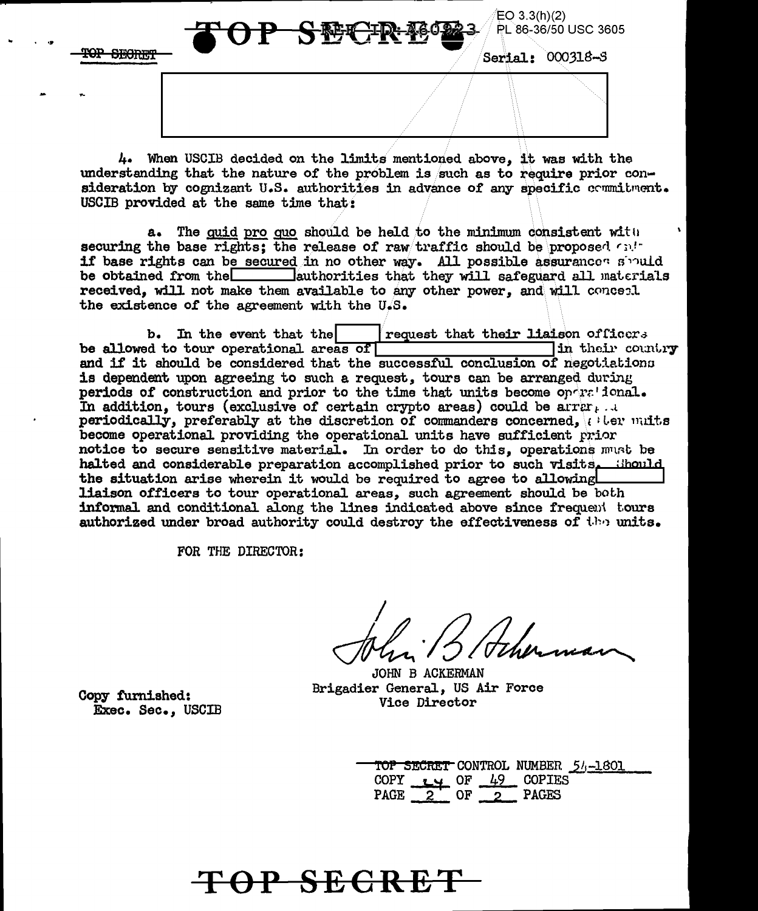TOP SECRET

EO 3.3(h)(2)
PL 86-36/50 USC 3605

Serial: 000318-S

4. When USCIB decided on the limits mentioned above, it was with the understanding that the nature of the problem is such as to require prior consideration by cognizant U.S. authorities in advance of any specific commitment. USCIB provided at the same time that:

a. The quid pro quo should be held to the minimum consistent with securing the base rights; the release of raw traffic should be proposed only if base rights can be secured in no other way. All possible assurances should be obtained from the [ ] authorities that they will safeguard all materials received, will not make them available to any other power, and will conceal the existence of the agreement with the U.S.

b. In the event that the [ ] request that their liaison officers be allowed to tour operational areas of [ ] in their country and if it should be considered that the successful conclusion of negotiations is dependent upon agreeing to such a request, tours can be arranged during periods of construction and prior to the time that units become operational. In addition, tours (exclusive of certain crypto areas) could be arranged periodically, preferably at the discretion of commanders concerned, after units become operational providing the operational units have sufficient prior notice to secure sensitive material. In order to do this, operations must be halted and considerable preparation accomplished prior to such visits. Should the situation arise wherein it would be required to agree to allowing [ ] liaison officers to tour operational areas, such agreement should be both informal and conditional along the lines indicated above since frequent tours authorized under broad authority could destroy the effectiveness of the units.

FOR THE DIRECTOR:

JOHN B ACKERMAN
Brigadier General, US Air Force
Vice Director

Copy furnished:
Exec. Sec., USCIB

TOP SECRET CONTROL NUMBER 54-1801
COPY 24 OF 49 COPIES
PAGE 2 OF 2 PAGES

TOP SECRET